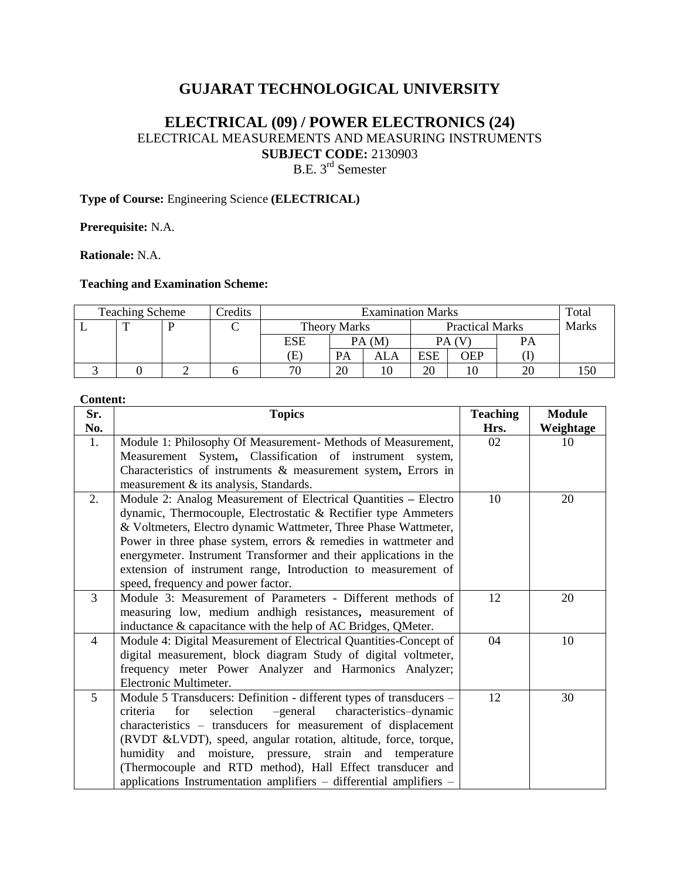# GUJARAT TECHNOLOGICAL UNIVERSITY

## ELECTRICAL (09) / POWER ELECTRONICS (24)

ELECTRICAL MEASUREMENTS AND MEASURING INSTRUMENTS

**SUBJECT CODE:** 2130903

B.E. 3rd Semester

**Type of Course:** Engineering Science **(ELECTRICAL)**

**Prerequisite:** N.A.

**Rationale:** N.A.

**Teaching and Examination Scheme:**

| Teaching Scheme | | | Credits | Examination Marks | | | | | | Total Marks |
|---|---|---|---|---|---|---|---|---|---|---|
| L | T | P | C | Theory Marks | | | Practical Marks | | | |
| | | | | ESE (E) | PA (M) | | PA (V) | | PA (I) | |
| | | | | | PA | ALA | ESE | OEP | | |
| 3 | 0 | 2 | 6 | 70 | 20 | 10 | 20 | 10 | 20 | 150 |

**Content:**

| Sr. No. | Topics | Teaching Hrs. | Module Weightage |
|---|---|---|---|
| 1. | Module 1: Philosophy Of Measurement- Methods of Measurement, Measurement System**,** Classification of instrument system, Characteristics of instruments & measurement system**,** Errors in measurement & its analysis, Standards. | 02 | 10 |
| 2. | Module 2: Analog Measurement of Electrical Quantities **–** Electro dynamic, Thermocouple, Electrostatic & Rectifier type Ammeters & Voltmeters, Electro dynamic Wattmeter, Three Phase Wattmeter, Power in three phase system, errors & remedies in wattmeter and energymeter. Instrument Transformer and their applications in the extension of instrument range, Introduction to measurement of speed, frequency and power factor. | 10 | 20 |
| 3 | Module 3: Measurement of Parameters - Different methods of measuring low, medium andhigh resistances**,** measurement of inductance & capacitance with the help of AC Bridges, QMeter. | 12 | 20 |
| 4 | Module 4: Digital Measurement of Electrical Quantities-Concept of digital measurement, block diagram Study of digital voltmeter, frequency meter Power Analyzer and Harmonics Analyzer; Electronic Multimeter. | 04 | 10 |
| 5 | Module 5 Transducers: Definition - different types of transducers – criteria for selection –general characteristics–dynamic characteristics – transducers for measurement of displacement (RVDT &LVDT), speed, angular rotation, altitude, force, torque, humidity and moisture, pressure, strain and temperature (Thermocouple and RTD method), Hall Effect transducer and applications Instrumentation amplifiers – differential amplifiers – | 12 | 30 |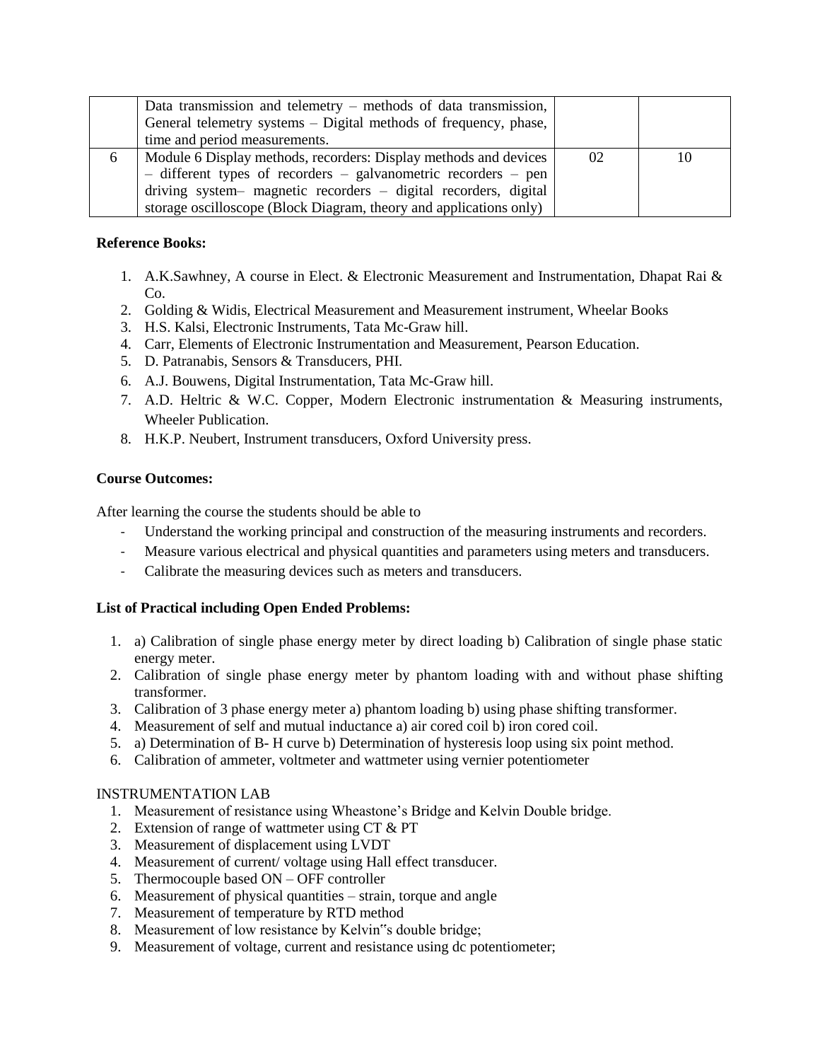|  | Data transmission and telemetry – methods of data transmission, General telemetry systems – Digital methods of frequency, phase, time and period measurements. |  |  |
|---|---|---|---|
| 6 | Module 6 Display methods, recorders: Display methods and devices – different types of recorders – galvanometric recorders – pen driving system– magnetic recorders – digital recorders, digital storage oscilloscope (Block Diagram, theory and applications only) | 02 | 10 |

**Reference Books:**

1. A.K.Sawhney, A course in Elect. & Electronic Measurement and Instrumentation, Dhapat Rai & Co.
2. Golding & Widis, Electrical Measurement and Measurement instrument, Wheelar Books
3. H.S. Kalsi, Electronic Instruments, Tata Mc-Graw hill.
4. Carr, Elements of Electronic Instrumentation and Measurement, Pearson Education.
5. D. Patranabis, Sensors & Transducers, PHI.
6. A.J. Bouwens, Digital Instrumentation, Tata Mc-Graw hill.
7. A.D. Heltric & W.C. Copper, Modern Electronic instrumentation & Measuring instruments, Wheeler Publication.
8. H.K.P. Neubert, Instrument transducers, Oxford University press.

**Course Outcomes:**

After learning the course the students should be able to

- Understand the working principal and construction of the measuring instruments and recorders.
- Measure various electrical and physical quantities and parameters using meters and transducers.
- Calibrate the measuring devices such as meters and transducers.

**List of Practical including Open Ended Problems:**

1. a) Calibration of single phase energy meter by direct loading b) Calibration of single phase static energy meter.
2. Calibration of single phase energy meter by phantom loading with and without phase shifting transformer.
3. Calibration of 3 phase energy meter a) phantom loading b) using phase shifting transformer.
4. Measurement of self and mutual inductance a) air cored coil b) iron cored coil.
5. a) Determination of B- H curve b) Determination of hysteresis loop using six point method.
6. Calibration of ammeter, voltmeter and wattmeter using vernier potentiometer

INSTRUMENTATION LAB

1. Measurement of resistance using Wheastone's Bridge and Kelvin Double bridge.
2. Extension of range of wattmeter using CT & PT
3. Measurement of displacement using LVDT
4. Measurement of current/ voltage using Hall effect transducer.
5. Thermocouple based ON – OFF controller
6. Measurement of physical quantities – strain, torque and angle
7. Measurement of temperature by RTD method
8. Measurement of low resistance by Kelvin"s double bridge;
9. Measurement of voltage, current and resistance using dc potentiometer;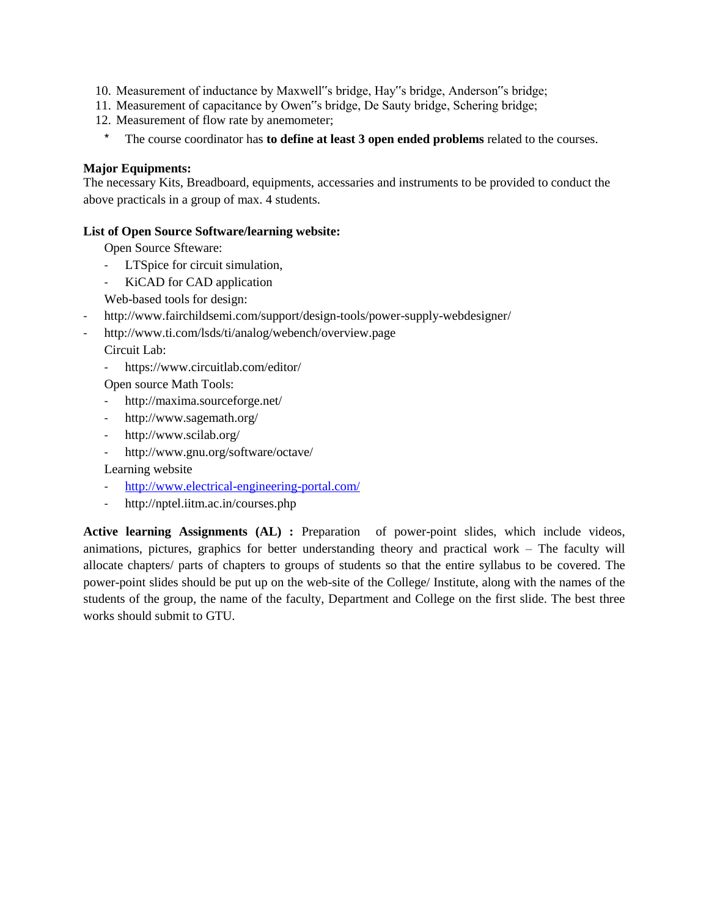10. Measurement of inductance by Maxwell"s bridge, Hay"s bridge, Anderson"s bridge;
11. Measurement of capacitance by Owen"s bridge, De Sauty bridge, Schering bridge;
12. Measurement of flow rate by anemometer;

\* The course coordinator has **to define at least 3 open ended problems** related to the courses.

**Major Equipments:**

The necessary Kits, Breadboard, equipments, accessaries and instruments to be provided to conduct the above practicals in a group of max. 4 students.

**List of Open Source Software/learning website:**

Open Source Sfteware:

- LTSpice for circuit simulation,
- KiCAD for CAD application

Web-based tools for design:

- http://www.fairchildsemi.com/support/design-tools/power-supply-webdesigner/
- http://www.ti.com/lsds/ti/analog/webench/overview.page

Circuit Lab:

- https://www.circuitlab.com/editor/

Open source Math Tools:

- http://maxima.sourceforge.net/
- http://www.sagemath.org/
- http://www.scilab.org/
- http://www.gnu.org/software/octave/

Learning website

- http://www.electrical-engineering-portal.com/
- http://nptel.iitm.ac.in/courses.php

**Active learning Assignments (AL) :** Preparation of power-point slides, which include videos, animations, pictures, graphics for better understanding theory and practical work – The faculty will allocate chapters/ parts of chapters to groups of students so that the entire syllabus to be covered. The power-point slides should be put up on the web-site of the College/ Institute, along with the names of the students of the group, the name of the faculty, Department and College on the first slide. The best three works should submit to GTU.